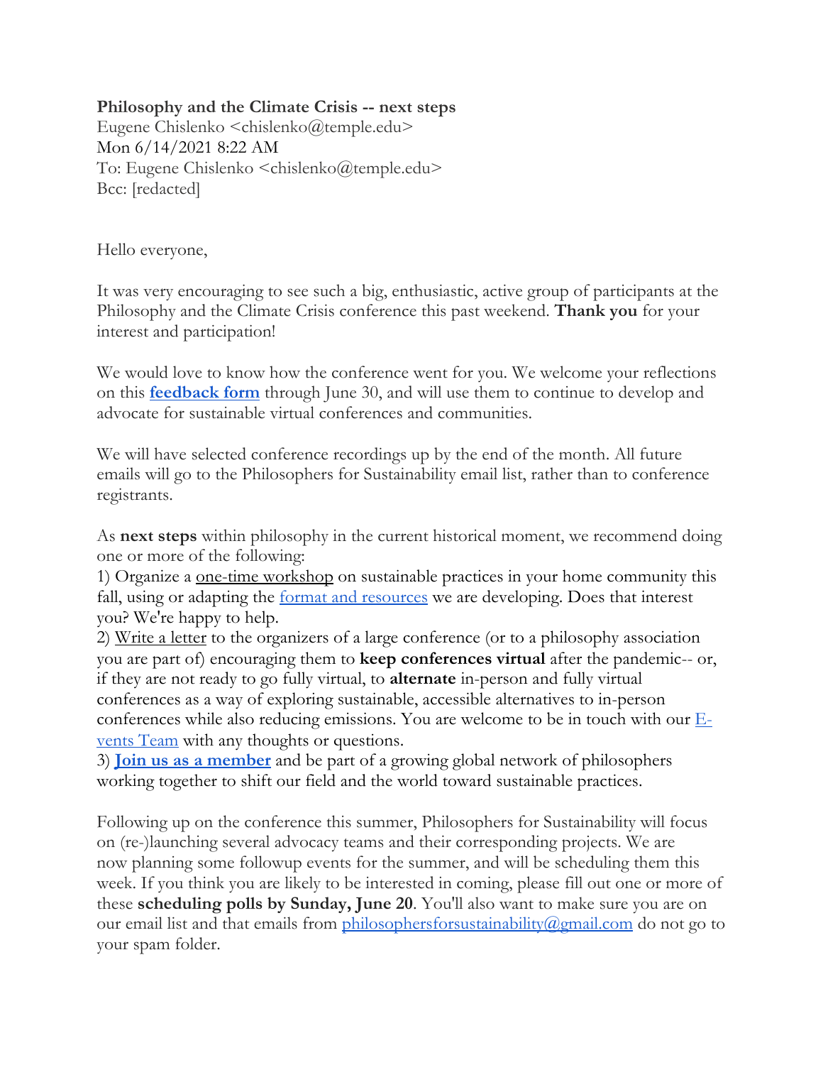**Philosophy and the Climate Crisis -- next steps**
Eugene Chislenko <chislenko@temple.edu>
Mon 6/14/2021 8:22 AM
To: Eugene Chislenko <chislenko@temple.edu>
Bcc: [redacted]

Hello everyone,

It was very encouraging to see such a big, enthusiastic, active group of participants at the Philosophy and the Climate Crisis conference this past weekend. **Thank you** for your interest and participation!

We would love to know how the conference went for you. We welcome your reflections on this **feedback form** through June 30, and will use them to continue to develop and advocate for sustainable virtual conferences and communities.

We will have selected conference recordings up by the end of the month. All future emails will go to the Philosophers for Sustainability email list, rather than to conference registrants.

As **next steps** within philosophy in the current historical moment, we recommend doing one or more of the following:

1) Organize a one-time workshop on sustainable practices in your home community this fall, using or adapting the format and resources we are developing. Does that interest you? We're happy to help.
2) Write a letter to the organizers of a large conference (or to a philosophy association you are part of) encouraging them to **keep conferences virtual** after the pandemic-- or, if they are not ready to go fully virtual, to **alternate** in-person and fully virtual conferences as a way of exploring sustainable, accessible alternatives to in-person conferences while also reducing emissions. You are welcome to be in touch with our E-vents Team with any thoughts or questions.
3) **Join us as a member** and be part of a growing global network of philosophers working together to shift our field and the world toward sustainable practices.

Following up on the conference this summer, Philosophers for Sustainability will focus on (re-)launching several advocacy teams and their corresponding projects. We are now planning some followup events for the summer, and will be scheduling them this week. If you think you are likely to be interested in coming, please fill out one or more of these **scheduling polls by Sunday, June 20**. You'll also want to make sure you are on our email list and that emails from philosophersforsustainability@gmail.com do not go to your spam folder.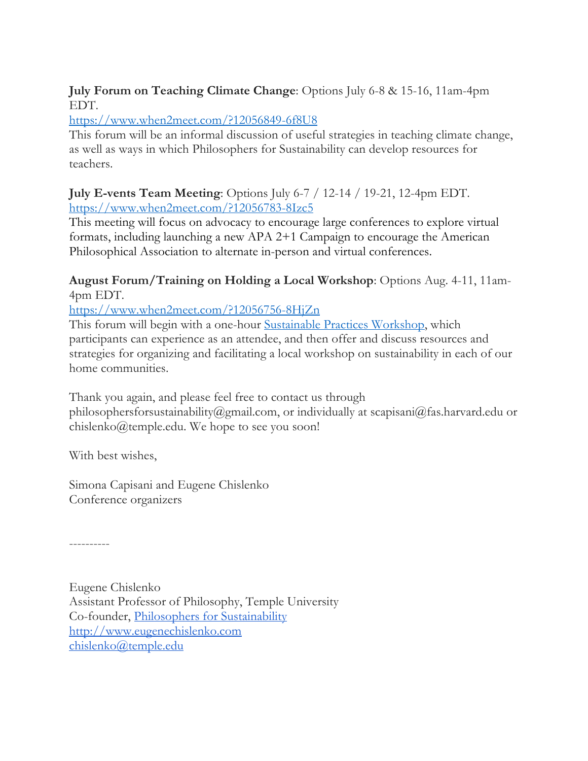**July Forum on Teaching Climate Change**: Options July 6-8 & 15-16, 11am-4pm EDT.
https://www.when2meet.com/?12056849-6f8U8
This forum will be an informal discussion of useful strategies in teaching climate change, as well as ways in which Philosophers for Sustainability can develop resources for teachers.

**July E-vents Team Meeting**: Options July 6-7 / 12-14 / 19-21, 12-4pm EDT.
https://www.when2meet.com/?12056783-8Izc5
This meeting will focus on advocacy to encourage large conferences to explore virtual formats, including launching a new APA 2+1 Campaign to encourage the American Philosophical Association to alternate in-person and virtual conferences.

**August Forum/Training on Holding a Local Workshop**: Options Aug. 4-11, 11am-4pm EDT.
https://www.when2meet.com/?12056756-8HjZn
This forum will begin with a one-hour Sustainable Practices Workshop, which participants can experience as an attendee, and then offer and discuss resources and strategies for organizing and facilitating a local workshop on sustainability in each of our home communities.

Thank you again, and please feel free to contact us through philosophersforsustainability@gmail.com, or individually at scapisani@fas.harvard.edu or chislenko@temple.edu. We hope to see you soon!

With best wishes,

Simona Capisani and Eugene Chislenko
Conference organizers

----------

Eugene Chislenko
Assistant Professor of Philosophy, Temple University
Co-founder, Philosophers for Sustainability
http://www.eugenechislenko.com
chislenko@temple.edu